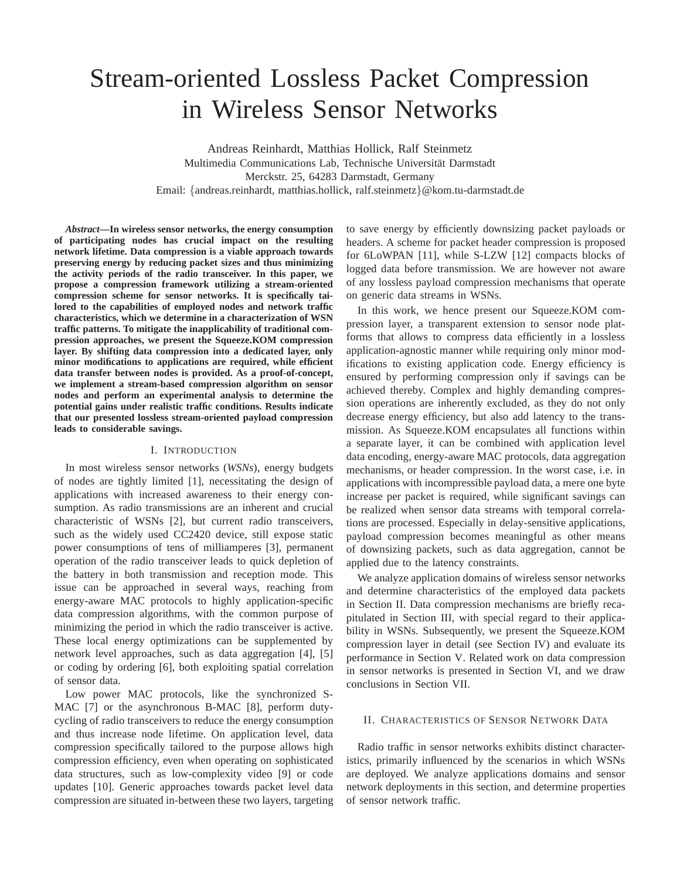# Stream-oriented Lossless Packet Compression in Wireless Sensor Networks

Andreas Reinhardt, Matthias Hollick, Ralf Steinmetz
Multimedia Communications Lab, Technische Universität Darmstadt
Merckstr. 25, 64283 Darmstadt, Germany
Email: {andreas.reinhardt, matthias.hollick, ralf.steinmetz}@kom.tu-darmstadt.de

***Abstract*—In wireless sensor networks, the energy consumption of participating nodes has crucial impact on the resulting network lifetime. Data compression is a viable approach towards preserving energy by reducing packet sizes and thus minimizing the activity periods of the radio transceiver. In this paper, we propose a compression framework utilizing a stream-oriented compression scheme for sensor networks. It is specifically tailored to the capabilities of employed nodes and network traffic characteristics, which we determine in a characterization of WSN traffic patterns. To mitigate the inapplicability of traditional compression approaches, we present the Squeeze.KOM compression layer. By shifting data compression into a dedicated layer, only minor modifications to applications are required, while efficient data transfer between nodes is provided. As a proof-of-concept, we implement a stream-based compression algorithm on sensor nodes and perform an experimental analysis to determine the potential gains under realistic traffic conditions. Results indicate that our presented lossless stream-oriented payload compression leads to considerable savings.**

## I. Introduction

In most wireless sensor networks (*WSNs*), energy budgets of nodes are tightly limited [1], necessitating the design of applications with increased awareness to their energy consumption. As radio transmissions are an inherent and crucial characteristic of WSNs [2], but current radio transceivers, such as the widely used CC2420 device, still expose static power consumptions of tens of milliamperes [3], permanent operation of the radio transceiver leads to quick depletion of the battery in both transmission and reception mode. This issue can be approached in several ways, reaching from energy-aware MAC protocols to highly application-specific data compression algorithms, with the common purpose of minimizing the period in which the radio transceiver is active. These local energy optimizations can be supplemented by network level approaches, such as data aggregation [4], [5] or coding by ordering [6], both exploiting spatial correlation of sensor data.

Low power MAC protocols, like the synchronized S-MAC [7] or the asynchronous B-MAC [8], perform duty-cycling of radio transceivers to reduce the energy consumption and thus increase node lifetime. On application level, data compression specifically tailored to the purpose allows high compression efficiency, even when operating on sophisticated data structures, such as low-complexity video [9] or code updates [10]. Generic approaches towards packet level data compression are situated in-between these two layers, targeting to save energy by efficiently downsizing packet payloads or headers. A scheme for packet header compression is proposed for 6LoWPAN [11], while S-LZW [12] compacts blocks of logged data before transmission. We are however not aware of any lossless payload compression mechanisms that operate on generic data streams in WSNs.

In this work, we hence present our Squeeze.KOM compression layer, a transparent extension to sensor node platforms that allows to compress data efficiently in a lossless application-agnostic manner while requiring only minor modifications to existing application code. Energy efficiency is ensured by performing compression only if savings can be achieved thereby. Complex and highly demanding compression operations are inherently excluded, as they do not only decrease energy efficiency, but also add latency to the transmission. As Squeeze.KOM encapsulates all functions within a separate layer, it can be combined with application level data encoding, energy-aware MAC protocols, data aggregation mechanisms, or header compression. In the worst case, i.e. in applications with incompressible payload data, a mere one byte increase per packet is required, while significant savings can be realized when sensor data streams with temporal correlations are processed. Especially in delay-sensitive applications, payload compression becomes meaningful as other means of downsizing packets, such as data aggregation, cannot be applied due to the latency constraints.

We analyze application domains of wireless sensor networks and determine characteristics of the employed data packets in Section II. Data compression mechanisms are briefly recapitulated in Section III, with special regard to their applicability in WSNs. Subsequently, we present the Squeeze.KOM compression layer in detail (see Section IV) and evaluate its performance in Section V. Related work on data compression in sensor networks is presented in Section VI, and we draw conclusions in Section VII.

## II. Characteristics of Sensor Network Data

Radio traffic in sensor networks exhibits distinct characteristics, primarily influenced by the scenarios in which WSNs are deployed. We analyze applications domains and sensor network deployments in this section, and determine properties of sensor network traffic.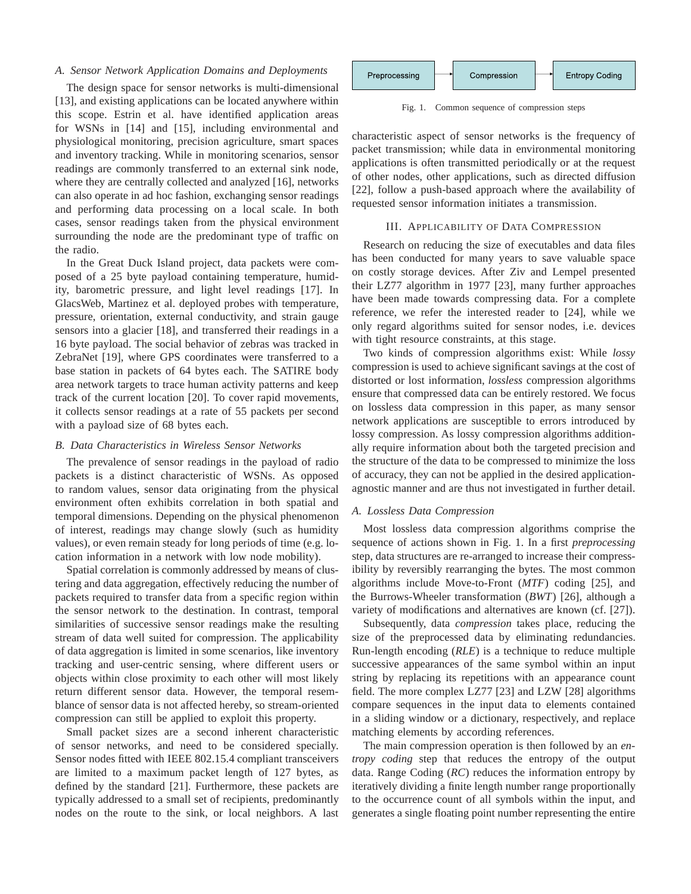### A. Sensor Network Application Domains and Deployments

The design space for sensor networks is multi-dimensional [13], and existing applications can be located anywhere within this scope. Estrin et al. have identified application areas for WSNs in [14] and [15], including environmental and physiological monitoring, precision agriculture, smart spaces and inventory tracking. While in monitoring scenarios, sensor readings are commonly transferred to an external sink node, where they are centrally collected and analyzed [16], networks can also operate in ad hoc fashion, exchanging sensor readings and performing data processing on a local scale. In both cases, sensor readings taken from the physical environment surrounding the node are the predominant type of traffic on the radio.

In the Great Duck Island project, data packets were composed of a 25 byte payload containing temperature, humidity, barometric pressure, and light level readings [17]. In GlacsWeb, Martinez et al. deployed probes with temperature, pressure, orientation, external conductivity, and strain gauge sensors into a glacier [18], and transferred their readings in a 16 byte payload. The social behavior of zebras was tracked in ZebraNet [19], where GPS coordinates were transferred to a base station in packets of 64 bytes each. The SATIRE body area network targets to trace human activity patterns and keep track of the current location [20]. To cover rapid movements, it collects sensor readings at a rate of 55 packets per second with a payload size of 68 bytes each.

### B. Data Characteristics in Wireless Sensor Networks

The prevalence of sensor readings in the payload of radio packets is a distinct characteristic of WSNs. As opposed to random values, sensor data originating from the physical environment often exhibits correlation in both spatial and temporal dimensions. Depending on the physical phenomenon of interest, readings may change slowly (such as humidity values), or even remain steady for long periods of time (e.g. location information in a network with low node mobility).

Spatial correlation is commonly addressed by means of clustering and data aggregation, effectively reducing the number of packets required to transfer data from a specific region within the sensor network to the destination. In contrast, temporal similarities of successive sensor readings make the resulting stream of data well suited for compression. The applicability of data aggregation is limited in some scenarios, like inventory tracking and user-centric sensing, where different users or objects within close proximity to each other will most likely return different sensor data. However, the temporal resemblance of sensor data is not affected hereby, so stream-oriented compression can still be applied to exploit this property.

Small packet sizes are a second inherent characteristic of sensor networks, and need to be considered specially. Sensor nodes fitted with IEEE 802.15.4 compliant transceivers are limited to a maximum packet length of 127 bytes, as defined by the standard [21]. Furthermore, these packets are typically addressed to a small set of recipients, predominantly nodes on the route to the sink, or local neighbors. A last characteristic aspect of sensor networks is the frequency of packet transmission; while data in environmental monitoring applications is often transmitted periodically or at the request of other nodes, other applications, such as directed diffusion [22], follow a push-based approach where the availability of requested sensor information initiates a transmission.

## III. Applicability of Data Compression

Research on reducing the size of executables and data files has been conducted for many years to save valuable space on costly storage devices. After Ziv and Lempel presented their LZ77 algorithm in 1977 [23], many further approaches have been made towards compressing data. For a complete reference, we refer the interested reader to [24], while we only regard algorithms suited for sensor nodes, i.e. devices with tight resource constraints, at this stage.

Two kinds of compression algorithms exist: While *lossy* compression is used to achieve significant savings at the cost of distorted or lost information, *lossless* compression algorithms ensure that compressed data can be entirely restored. We focus on lossless data compression in this paper, as many sensor network applications are susceptible to errors introduced by lossy compression. As lossy compression algorithms additionally require information about both the targeted precision and the structure of the data to be compressed to minimize the loss of accuracy, they can not be applied in the desired application-agnostic manner and are thus not investigated in further detail.

Preprocessing → Compression → Entropy Coding

Fig. 1. Common sequence of compression steps

### A. Lossless Data Compression

Most lossless data compression algorithms comprise the sequence of actions shown in Fig. 1. In a first *preprocessing* step, data structures are re-arranged to increase their compressibility by reversibly rearranging the bytes. The most common algorithms include Move-to-Front (*MTF*) coding [25], and the Burrows-Wheeler transformation (*BWT*) [26], although a variety of modifications and alternatives are known (cf. [27]).

Subsequently, data *compression* takes place, reducing the size of the preprocessed data by eliminating redundancies. Run-length encoding (*RLE*) is a technique to reduce multiple successive appearances of the same symbol within an input string by replacing its repetitions with an appearance count field. The more complex LZ77 [23] and LZW [28] algorithms compare sequences in the input data to elements contained in a sliding window or a dictionary, respectively, and replace matching elements by according references.

The main compression operation is then followed by an *entropy coding* step that reduces the entropy of the output data. Range Coding (*RC*) reduces the information entropy by iteratively dividing a finite length number range proportionally to the occurrence count of all symbols within the input, and generates a single floating point number representing the entire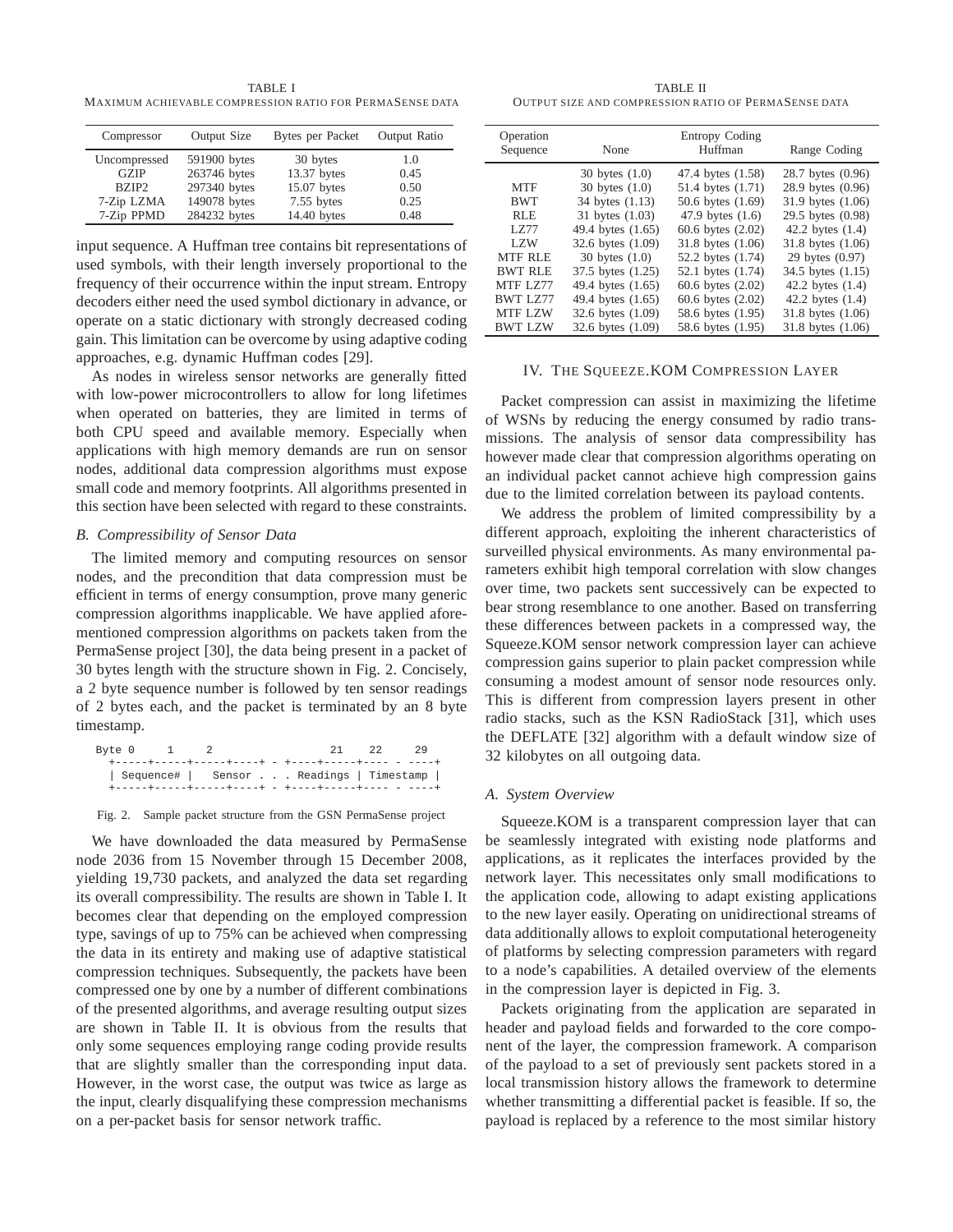TABLE I
MAXIMUM ACHIEVABLE COMPRESSION RATIO FOR PERMASENSE DATA

| Compressor | Output Size | Bytes per Packet | Output Ratio |
|---|---|---|---|
| Uncompressed | 591900 bytes | 30 bytes | 1.0 |
| GZIP | 263746 bytes | 13.37 bytes | 0.45 |
| BZIP2 | 297340 bytes | 15.07 bytes | 0.50 |
| 7-Zip LZMA | 149078 bytes | 7.55 bytes | 0.25 |
| 7-Zip PPMD | 284232 bytes | 14.40 bytes | 0.48 |

input sequence. A Huffman tree contains bit representations of used symbols, with their length inversely proportional to the frequency of their occurrence within the input stream. Entropy decoders either need the used symbol dictionary in advance, or operate on a static dictionary with strongly decreased coding gain. This limitation can be overcome by using adaptive coding approaches, e.g. dynamic Huffman codes [29].

As nodes in wireless sensor networks are generally fitted with low-power microcontrollers to allow for long lifetimes when operated on batteries, they are limited in terms of both CPU speed and available memory. Especially when applications with high memory demands are run on sensor nodes, additional data compression algorithms must expose small code and memory footprints. All algorithms presented in this section have been selected with regard to these constraints.

### B. Compressibility of Sensor Data

The limited memory and computing resources on sensor nodes, and the precondition that data compression must be efficient in terms of energy consumption, prove many generic compression algorithms inapplicable. We have applied aforementioned compression algorithms on packets taken from the PermaSense project [30], the data being present in a packet of 30 bytes length with the structure shown in Fig. 2. Concisely, a 2 byte sequence number is followed by ten sensor readings of 2 bytes each, and the packet is terminated by an 8 byte timestamp.

```
Byte 0     1     2                    21    22     29
  +-----+-----+-----+----+ - +----+-----+---- - ----+
  | Sequence# |   Sensor . . . Readings | Timestamp |
  +-----+-----+-----+----+ - +----+-----+---- - ----+
```

Fig. 2. Sample packet structure from the GSN PermaSense project

We have downloaded the data measured by PermaSense node 2036 from 15 November through 15 December 2008, yielding 19,730 packets, and analyzed the data set regarding its overall compressibility. The results are shown in Table I. It becomes clear that depending on the employed compression type, savings of up to 75% can be achieved when compressing the data in its entirety and making use of adaptive statistical compression techniques. Subsequently, the packets have been compressed one by one by a number of different combinations of the presented algorithms, and average resulting output sizes are shown in Table II. It is obvious from the results that only some sequences employing range coding provide results that are slightly smaller than the corresponding input data. However, in the worst case, the output was twice as large as the input, clearly disqualifying these compression mechanisms on a per-packet basis for sensor network traffic.

TABLE II
OUTPUT SIZE AND COMPRESSION RATIO OF PERMASENSE DATA

| Operation Sequence | Entropy Coding None | Huffman | Range Coding |
|---|---|---|---|
| | 30 bytes (1.0) | 47.4 bytes (1.58) | 28.7 bytes (0.96) |
| MTF | 30 bytes (1.0) | 51.4 bytes (1.71) | 28.9 bytes (0.96) |
| BWT | 34 bytes (1.13) | 50.6 bytes (1.69) | 31.9 bytes (1.06) |
| RLE | 31 bytes (1.03) | 47.9 bytes (1.6) | 29.5 bytes (0.98) |
| LZ77 | 49.4 bytes (1.65) | 60.6 bytes (2.02) | 42.2 bytes (1.4) |
| LZW | 32.6 bytes (1.09) | 31.8 bytes (1.06) | 31.8 bytes (1.06) |
| MTF RLE | 30 bytes (1.0) | 52.2 bytes (1.74) | 29 bytes (0.97) |
| BWT RLE | 37.5 bytes (1.25) | 52.1 bytes (1.74) | 34.5 bytes (1.15) |
| MTF LZ77 | 49.4 bytes (1.65) | 60.6 bytes (2.02) | 42.2 bytes (1.4) |
| BWT LZ77 | 49.4 bytes (1.65) | 60.6 bytes (2.02) | 42.2 bytes (1.4) |
| MTF LZW | 32.6 bytes (1.09) | 58.6 bytes (1.95) | 31.8 bytes (1.06) |
| BWT LZW | 32.6 bytes (1.09) | 58.6 bytes (1.95) | 31.8 bytes (1.06) |

## IV. THE SQUEEZE.KOM COMPRESSION LAYER

Packet compression can assist in maximizing the lifetime of WSNs by reducing the energy consumed by radio transmissions. The analysis of sensor data compressibility has however made clear that compression algorithms operating on an individual packet cannot achieve high compression gains due to the limited correlation between its payload contents.

We address the problem of limited compressibility by a different approach, exploiting the inherent characteristics of surveilled physical environments. As many environmental parameters exhibit high temporal correlation with slow changes over time, two packets sent successively can be expected to bear strong resemblance to one another. Based on transferring these differences between packets in a compressed way, the Squeeze.KOM sensor network compression layer can achieve compression gains superior to plain packet compression while consuming a modest amount of sensor node resources only. This is different from compression layers present in other radio stacks, such as the KSN RadioStack [31], which uses the DEFLATE [32] algorithm with a default window size of 32 kilobytes on all outgoing data.

### A. System Overview

Squeeze.KOM is a transparent compression layer that can be seamlessly integrated with existing node platforms and applications, as it replicates the interfaces provided by the network layer. This necessitates only small modifications to the application code, allowing to adapt existing applications to the new layer easily. Operating on unidirectional streams of data additionally allows to exploit computational heterogeneity of platforms by selecting compression parameters with regard to a node's capabilities. A detailed overview of the elements in the compression layer is depicted in Fig. 3.

Packets originating from the application are separated in header and payload fields and forwarded to the core component of the layer, the compression framework. A comparison of the payload to a set of previously sent packets stored in a local transmission history allows the framework to determine whether transmitting a differential packet is feasible. If so, the payload is replaced by a reference to the most similar history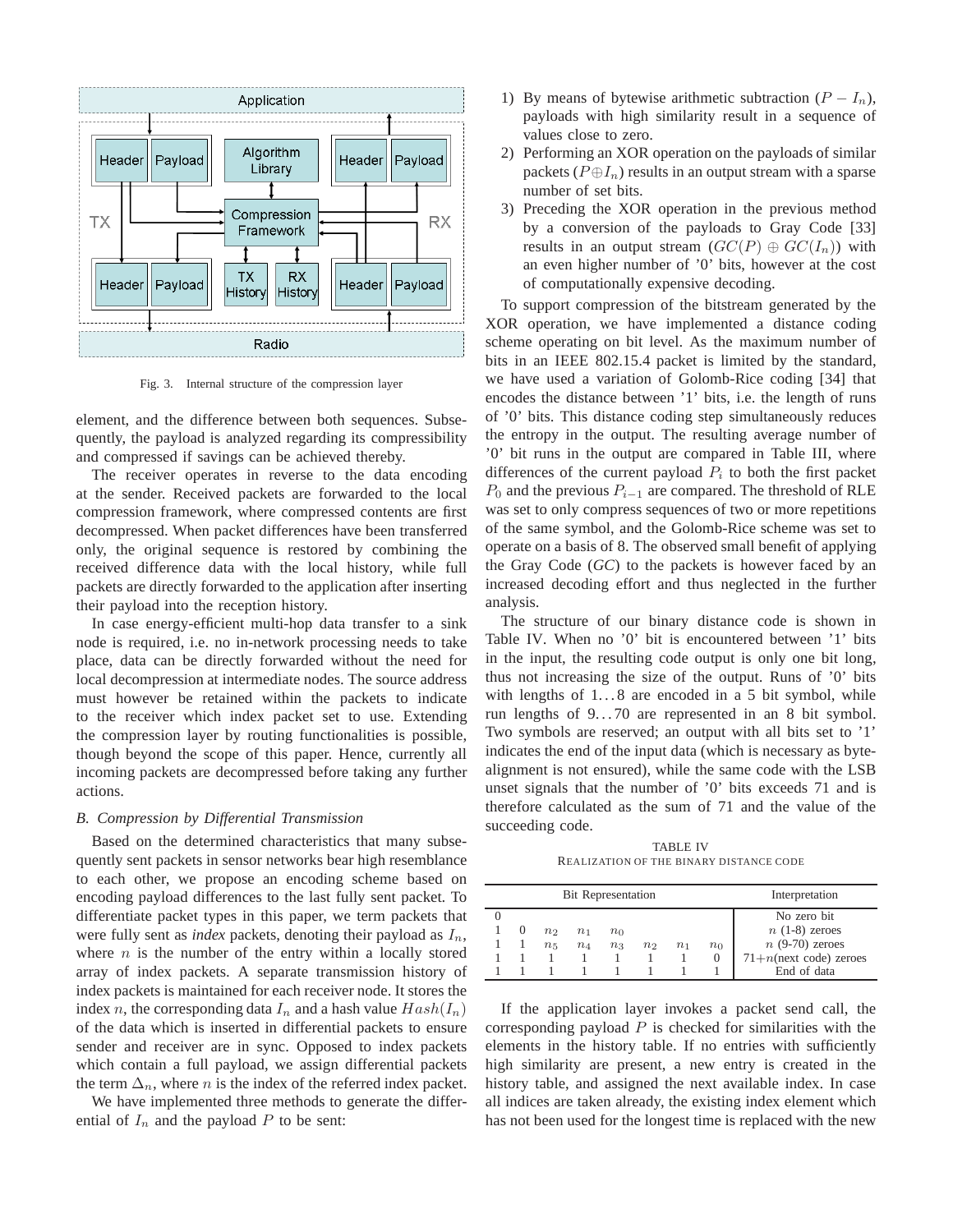Fig. 3. Internal structure of the compression layer

element, and the difference between both sequences. Subsequently, the payload is analyzed regarding its compressibility and compressed if savings can be achieved thereby.

The receiver operates in reverse to the data encoding at the sender. Received packets are forwarded to the local compression framework, where compressed contents are first decompressed. When packet differences have been transferred only, the original sequence is restored by combining the received difference data with the local history, while full packets are directly forwarded to the application after inserting their payload into the reception history.

In case energy-efficient multi-hop data transfer to a sink node is required, i.e. no in-network processing needs to take place, data can be directly forwarded without the need for local decompression at intermediate nodes. The source address must however be retained within the packets to indicate to the receiver which index packet set to use. Extending the compression layer by routing functionalities is possible, though beyond the scope of this paper. Hence, currently all incoming packets are decompressed before taking any further actions.

### *B. Compression by Differential Transmission*

Based on the determined characteristics that many subsequently sent packets in sensor networks bear high resemblance to each other, we propose an encoding scheme based on encoding payload differences to the last fully sent packet. To differentiate packet types in this paper, we term packets that were fully sent as *index* packets, denoting their payload as $I_n$, where $n$ is the number of the entry within a locally stored array of index packets. A separate transmission history of index packets is maintained for each receiver node. It stores the index $n$, the corresponding data $I_n$ and a hash value $Hash(I_n)$ of the data which is inserted in differential packets to ensure sender and receiver are in sync. Opposed to index packets which contain a full payload, we assign differential packets the term $\Delta_n$, where $n$ is the index of the referred index packet.

We have implemented three methods to generate the differential of $I_n$ and the payload $P$ to be sent:

1) By means of bytewise arithmetic subtraction ($P - I_n$), payloads with high similarity result in a sequence of values close to zero.
2) Performing an XOR operation on the payloads of similar packets ($P \oplus I_n$) results in an output stream with a sparse number of set bits.
3) Preceding the XOR operation in the previous method by a conversion of the payloads to Gray Code [33] results in an output stream ($GC(P) \oplus GC(I_n)$) with an even higher number of '0' bits, however at the cost of computationally expensive decoding.

To support compression of the bitstream generated by the XOR operation, we have implemented a distance coding scheme operating on bit level. As the maximum number of bits in an IEEE 802.15.4 packet is limited by the standard, we have used a variation of Golomb-Rice coding [34] that encodes the distance between '1' bits, i.e. the length of runs of '0' bits. This distance coding step simultaneously reduces the entropy in the output. The resulting average number of '0' bit runs in the output are compared in Table III, where differences of the current payload $P_i$ to both the first packet $P_0$ and the previous $P_{i-1}$ are compared. The threshold of RLE was set to only compress sequences of two or more repetitions of the same symbol, and the Golomb-Rice scheme was set to operate on a basis of 8. The observed small benefit of applying the Gray Code (*GC*) to the packets is however faced by an increased decoding effort and thus neglected in the further analysis.

The structure of our binary distance code is shown in Table IV. When no '0' bit is encountered between '1' bits in the input, the resulting code output is only one bit long, thus not increasing the size of the output. Runs of '0' bits with lengths of 1…8 are encoded in a 5 bit symbol, while run lengths of 9…70 are represented in an 8 bit symbol. Two symbols are reserved; an output with all bits set to '1' indicates the end of the input data (which is necessary as byte-alignment is not ensured), while the same code with the LSB unset signals that the number of '0' bits exceeds 71 and is therefore calculated as the sum of 71 and the value of the succeeding code.

TABLE IV
REALIZATION OF THE BINARY DISTANCE CODE

| Bit Representation | | | | | | | | Interpretation |
|---|---|---|---|---|---|---|---|---|
| 0 | | | | | | | | No zero bit |
| 1 | 0 | $n_2$ | $n_1$ | $n_0$ | | | | $n$ (1-8) zeroes |
| 1 | 1 | $n_5$ | $n_4$ | $n_3$ | $n_2$ | $n_1$ | $n_0$ | $n$ (9-70) zeroes |
| 1 | 1 | 1 | 1 | 1 | 1 | 1 | 0 | 71+$n$(next code) zeroes |
| 1 | 1 | 1 | 1 | 1 | 1 | 1 | 1 | End of data |

If the application layer invokes a packet send call, the corresponding payload $P$ is checked for similarities with the elements in the history table. If no entries with sufficiently high similarity are present, a new entry is created in the history table, and assigned the next available index. In case all indices are taken already, the existing index element which has not been used for the longest time is replaced with the new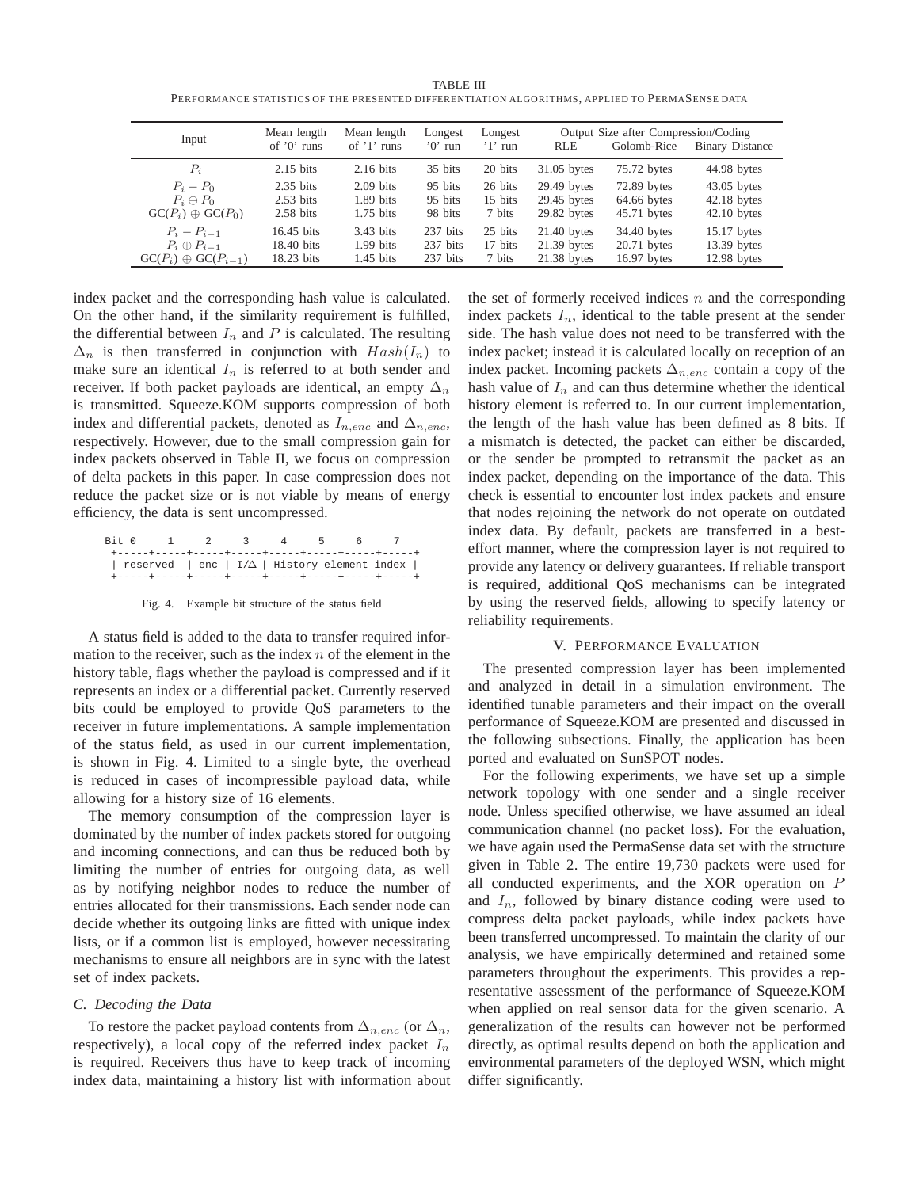TABLE III

PERFORMANCE STATISTICS OF THE PRESENTED DIFFERENTIATION ALGORITHMS, APPLIED TO PERMASENSE DATA

| Input | Mean length of '0' runs | Mean length of '1' runs | Longest '0' run | Longest '1' run | Output Size after Compression/Coding | | |
|---|---|---|---|---|---|---|---|
| | | | | | RLE | Golomb-Rice | Binary Distance |
| $P_i$ | 2.15 bits | 2.16 bits | 35 bits | 20 bits | 31.05 bytes | 75.72 bytes | 44.98 bytes |
| $P_i - P_0$ | 2.35 bits | 2.09 bits | 95 bits | 26 bits | 29.49 bytes | 72.89 bytes | 43.05 bytes |
| $P_i \oplus P_0$ | 2.53 bits | 1.89 bits | 95 bits | 15 bits | 29.45 bytes | 64.66 bytes | 42.18 bytes |
| $\mathrm{GC}(P_i) \oplus \mathrm{GC}(P_0)$ | 2.58 bits | 1.75 bits | 98 bits | 7 bits | 29.82 bytes | 45.71 bytes | 42.10 bytes |
| $P_i - P_{i-1}$ | 16.45 bits | 3.43 bits | 237 bits | 25 bits | 21.40 bytes | 34.40 bytes | 15.17 bytes |
| $P_i \oplus P_{i-1}$ | 18.40 bits | 1.99 bits | 237 bits | 17 bits | 21.39 bytes | 20.71 bytes | 13.39 bytes |
| $\mathrm{GC}(P_i) \oplus \mathrm{GC}(P_{i-1})$ | 18.23 bits | 1.45 bits | 237 bits | 7 bits | 21.38 bytes | 16.97 bytes | 12.98 bytes |

index packet and the corresponding hash value is calculated. On the other hand, if the similarity requirement is fulfilled, the differential between $I_n$ and $P$ is calculated. The resulting $\Delta_n$ is then transferred in conjunction with $Hash(I_n)$ to make sure an identical $I_n$ is referred to at both sender and receiver. If both packet payloads are identical, an empty $\Delta_n$ is transmitted. Squeeze.KOM supports compression of both index and differential packets, denoted as $I_{n,enc}$ and $\Delta_{n,enc}$, respectively. However, due to the small compression gain for index packets observed in Table II, we focus on compression of delta packets in this paper. In case compression does not reduce the packet size or is not viable by means of energy efficiency, the data is sent uncompressed.

```
Bit 0     1     2     3     4     5     6     7
 +-----+-----+-----+-----+-----+-----+-----+-----+
 | reserved  | enc | I/Δ | History element index |
 +-----+-----+-----+-----+-----+-----+-----+-----+
```

Fig. 4. Example bit structure of the status field

A status field is added to the data to transfer required information to the receiver, such as the index $n$ of the element in the history table, flags whether the payload is compressed and if it represents an index or a differential packet. Currently reserved bits could be employed to provide QoS parameters to the receiver in future implementations. A sample implementation of the status field, as used in our current implementation, is shown in Fig. 4. Limited to a single byte, the overhead is reduced in cases of incompressible payload data, while allowing for a history size of 16 elements.

The memory consumption of the compression layer is dominated by the number of index packets stored for outgoing and incoming connections, and can thus be reduced both by limiting the number of entries for outgoing data, as well as by notifying neighbor nodes to reduce the number of entries allocated for their transmissions. Each sender node can decide whether its outgoing links are fitted with unique index lists, or if a common list is employed, however necessitating mechanisms to ensure all neighbors are in sync with the latest set of index packets.

### C. Decoding the Data

To restore the packet payload contents from $\Delta_{n,enc}$ (or $\Delta_n$, respectively), a local copy of the referred index packet $I_n$ is required. Receivers thus have to keep track of incoming index data, maintaining a history list with information about the set of formerly received indices $n$ and the corresponding index packets $I_n$, identical to the table present at the sender side. The hash value does not need to be transferred with the index packet; instead it is calculated locally on reception of an index packet. Incoming packets $\Delta_{n,enc}$ contain a copy of the hash value of $I_n$ and can thus determine whether the identical history element is referred to. In our current implementation, the length of the hash value has been defined as 8 bits. If a mismatch is detected, the packet can either be discarded, or the sender be prompted to retransmit the packet as an index packet, depending on the importance of the data. This check is essential to encounter lost index packets and ensure that nodes rejoining the network do not operate on outdated index data. By default, packets are transferred in a best-effort manner, where the compression layer is not required to provide any latency or delivery guarantees. If reliable transport is required, additional QoS mechanisms can be integrated by using the reserved fields, allowing to specify latency or reliability requirements.

## V. Performance Evaluation

The presented compression layer has been implemented and analyzed in detail in a simulation environment. The identified tunable parameters and their impact on the overall performance of Squeeze.KOM are presented and discussed in the following subsections. Finally, the application has been ported and evaluated on SunSPOT nodes.

For the following experiments, we have set up a simple network topology with one sender and a single receiver node. Unless specified otherwise, we have assumed an ideal communication channel (no packet loss). For the evaluation, we have again used the PermaSense data set with the structure given in Table 2. The entire 19,730 packets were used for all conducted experiments, and the XOR operation on $P$ and $I_n$, followed by binary distance coding were used to compress delta packet payloads, while index packets have been transferred uncompressed. To maintain the clarity of our analysis, we have empirically determined and retained some parameters throughout the experiments. This provides a representative assessment of the performance of Squeeze.KOM when applied on real sensor data for the given scenario. A generalization of the results can however not be performed directly, as optimal results depend on both the application and environmental parameters of the deployed WSN, which might differ significantly.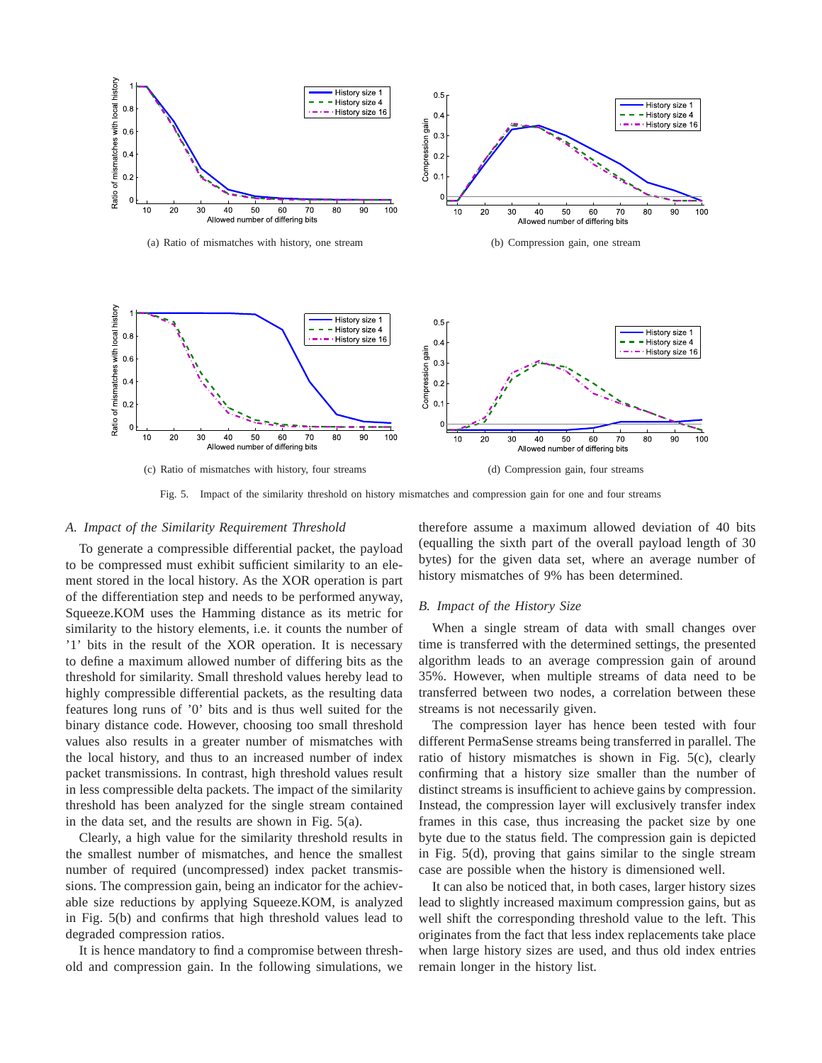(a) Ratio of mismatches with history, one stream

(b) Compression gain, one stream

(c) Ratio of mismatches with history, four streams

(d) Compression gain, four streams

Fig. 5. Impact of the similarity threshold on history mismatches and compression gain for one and four streams

### *A. Impact of the Similarity Requirement Threshold*

To generate a compressible differential packet, the payload to be compressed must exhibit sufficient similarity to an element stored in the local history. As the XOR operation is part of the differentiation step and needs to be performed anyway, Squeeze.KOM uses the Hamming distance as its metric for similarity to the history elements, i.e. it counts the number of '1' bits in the result of the XOR operation. It is necessary to define a maximum allowed number of differing bits as the threshold for similarity. Small threshold values hereby lead to highly compressible differential packets, as the resulting data features long runs of '0' bits and is thus well suited for the binary distance code. However, choosing too small threshold values also results in a greater number of mismatches with the local history, and thus to an increased number of index packet transmissions. In contrast, high threshold values result in less compressible delta packets. The impact of the similarity threshold has been analyzed for the single stream contained in the data set, and the results are shown in Fig. 5(a).

Clearly, a high value for the similarity threshold results in the smallest number of mismatches, and hence the smallest number of required (uncompressed) index packet transmissions. The compression gain, being an indicator for the achievable size reductions by applying Squeeze.KOM, is analyzed in Fig. 5(b) and confirms that high threshold values lead to degraded compression ratios.

It is hence mandatory to find a compromise between threshold and compression gain. In the following simulations, we therefore assume a maximum allowed deviation of 40 bits (equalling the sixth part of the overall payload length of 30 bytes) for the given data set, where an average number of history mismatches of 9% has been determined.

### *B. Impact of the History Size*

When a single stream of data with small changes over time is transferred with the determined settings, the presented algorithm leads to an average compression gain of around 35%. However, when multiple streams of data need to be transferred between two nodes, a correlation between these streams is not necessarily given.

The compression layer has hence been tested with four different PermaSense streams being transferred in parallel. The ratio of history mismatches is shown in Fig. 5(c), clearly confirming that a history size smaller than the number of distinct streams is insufficient to achieve gains by compression. Instead, the compression layer will exclusively transfer index frames in this case, thus increasing the packet size by one byte due to the status field. The compression gain is depicted in Fig. 5(d), proving that gains similar to the single stream case are possible when the history is dimensioned well.

It can also be noticed that, in both cases, larger history sizes lead to slightly increased maximum compression gains, but as well shift the corresponding threshold value to the left. This originates from the fact that less index replacements take place when large history sizes are used, and thus old index entries remain longer in the history list.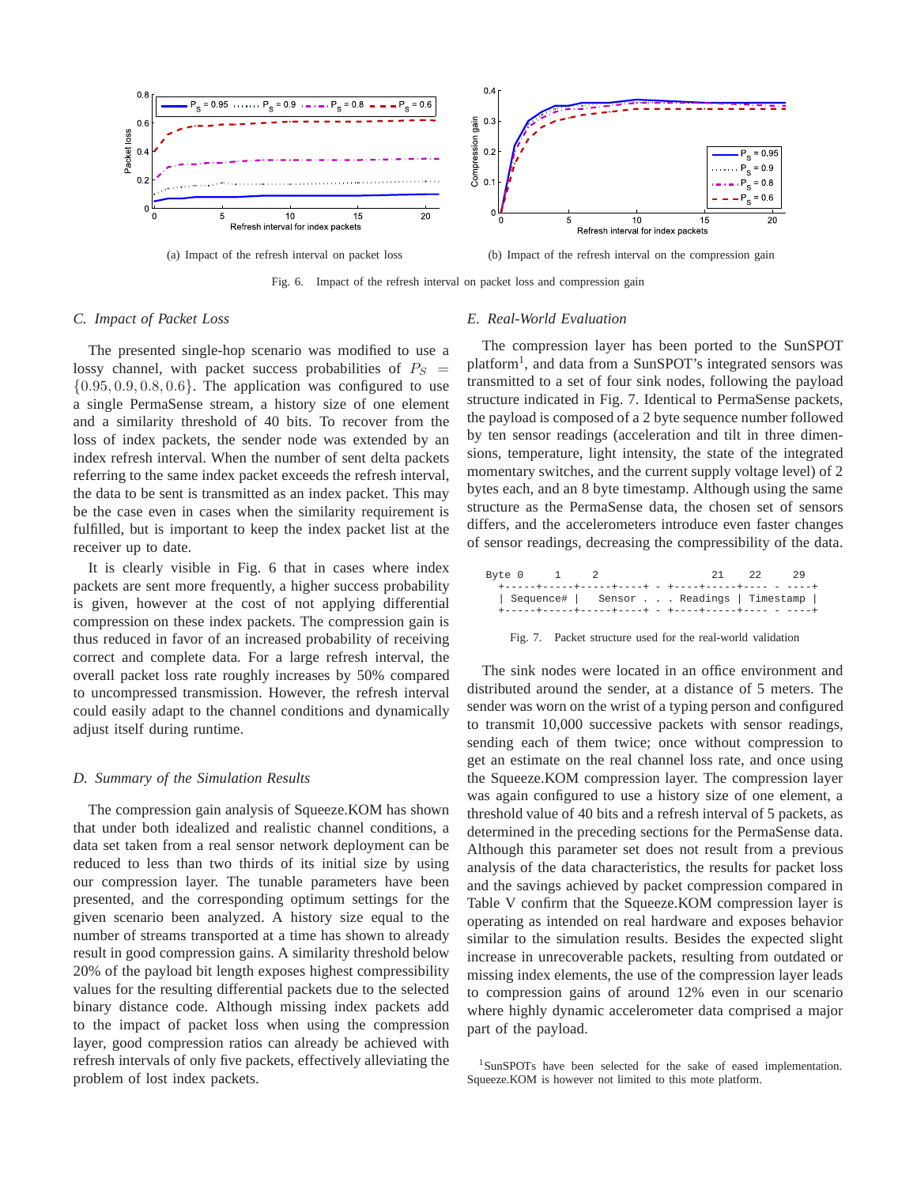(a) Impact of the refresh interval on packet loss

(b) Impact of the refresh interval on the compression gain

Fig. 6. Impact of the refresh interval on packet loss and compression gain

### C. Impact of Packet Loss

The presented single-hop scenario was modified to use a lossy channel, with packet success probabilities of $P_S = \{0.95, 0.9, 0.8, 0.6\}$. The application was configured to use a single PermaSense stream, a history size of one element and a similarity threshold of 40 bits. To recover from the loss of index packets, the sender node was extended by an index refresh interval. When the number of sent delta packets referring to the same index packet exceeds the refresh interval, the data to be sent is transmitted as an index packet. This may be the case even in cases when the similarity requirement is fulfilled, but is important to keep the index packet list at the receiver up to date.

It is clearly visible in Fig. 6 that in cases where index packets are sent more frequently, a higher success probability is given, however at the cost of not applying differential compression on these index packets. The compression gain is thus reduced in favor of an increased probability of receiving correct and complete data. For a large refresh interval, the overall packet loss rate roughly increases by 50% compared to uncompressed transmission. However, the refresh interval could easily adapt to the channel conditions and dynamically adjust itself during runtime.

### D. Summary of the Simulation Results

The compression gain analysis of Squeeze.KOM has shown that under both idealized and realistic channel conditions, a data set taken from a real sensor network deployment can be reduced to less than two thirds of its initial size by using our compression layer. The tunable parameters have been presented, and the corresponding optimum settings for the given scenario been analyzed. A history size equal to the number of streams transported at a time has shown to already result in good compression gains. A similarity threshold below 20% of the payload bit length exposes highest compressibility values for the resulting differential packets due to the selected binary distance code. Although missing index packets add to the impact of packet loss when using the compression layer, good compression ratios can already be achieved with refresh intervals of only five packets, effectively alleviating the problem of lost index packets.

### E. Real-World Evaluation

The compression layer has been ported to the SunSPOT platform[1], and data from a SunSPOT's integrated sensors was transmitted to a set of four sink nodes, following the payload structure indicated in Fig. 7. Identical to PermaSense packets, the payload is composed of a 2 byte sequence number followed by ten sensor readings (acceleration and tilt in three dimensions, temperature, light intensity, the state of the integrated momentary switches, and the current supply voltage level) of 2 bytes each, and an 8 byte timestamp. Although using the same structure as the PermaSense data, the chosen set of sensors differs, and the accelerometers introduce even faster changes of sensor readings, decreasing the compressibility of the data.

```
Byte 0     1     2                   21    22     29
  +-----+-----+-----+----+ - +----+-----+---- - ----+
  | Sequence# |   Sensor . . . Readings | Timestamp |
  +-----+-----+-----+----+ - +----+-----+---- - ----+
```

Fig. 7. Packet structure used for the real-world validation

The sink nodes were located in an office environment and distributed around the sender, at a distance of 5 meters. The sender was worn on the wrist of a typing person and configured to transmit 10,000 successive packets with sensor readings, sending each of them twice; once without compression to get an estimate on the real channel loss rate, and once using the Squeeze.KOM compression layer. The compression layer was again configured to use a history size of one element, a threshold value of 40 bits and a refresh interval of 5 packets, as determined in the preceding sections for the PermaSense data. Although this parameter set does not result from a previous analysis of the data characteristics, the results for packet loss and the savings achieved by packet compression compared in Table V confirm that the Squeeze.KOM compression layer is operating as intended on real hardware and exposes behavior similar to the simulation results. Besides the expected slight increase in unrecoverable packets, resulting from outdated or missing index elements, the use of the compression layer leads to compression gains of around 12% even in our scenario where highly dynamic accelerometer data comprised a major part of the payload.

[1] SunSPOTs have been selected for the sake of eased implementation. Squeeze.KOM is however not limited to this mote platform.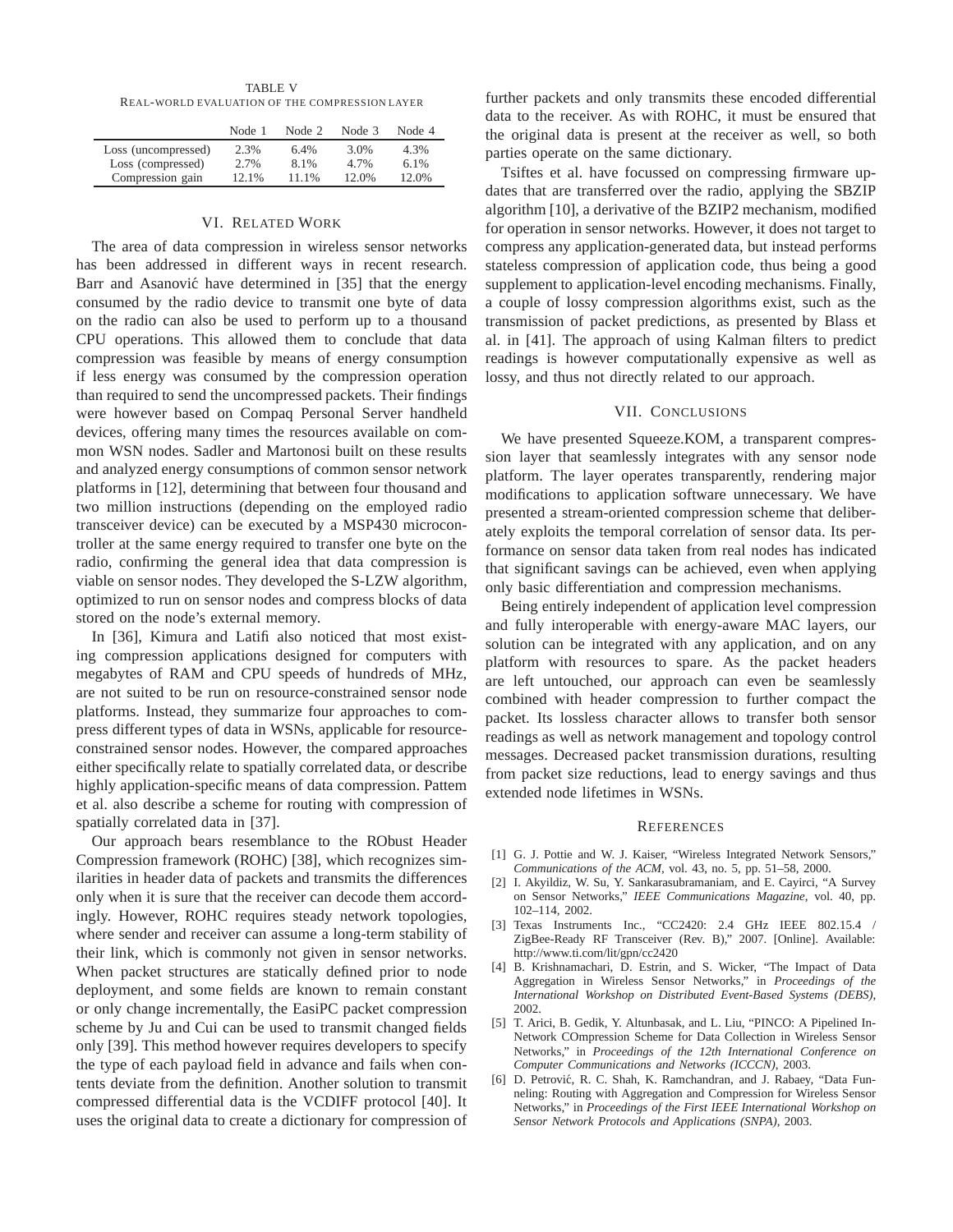TABLE V
REAL-WORLD EVALUATION OF THE COMPRESSION LAYER

| | Node 1 | Node 2 | Node 3 | Node 4 |
|---|---|---|---|---|
| Loss (uncompressed) | 2.3% | 6.4% | 3.0% | 4.3% |
| Loss (compressed) | 2.7% | 8.1% | 4.7% | 6.1% |
| Compression gain | 12.1% | 11.1% | 12.0% | 12.0% |

## VI. Related Work

The area of data compression in wireless sensor networks has been addressed in different ways in recent research. Barr and Asanović have determined in [35] that the energy consumed by the radio device to transmit one byte of data on the radio can also be used to perform up to a thousand CPU operations. This allowed them to conclude that data compression was feasible by means of energy consumption if less energy was consumed by the compression operation than required to send the uncompressed packets. Their findings were however based on Compaq Personal Server handheld devices, offering many times the resources available on common WSN nodes. Sadler and Martonosi built on these results and analyzed energy consumptions of common sensor network platforms in [12], determining that between four thousand and two million instructions (depending on the employed radio transceiver device) can be executed by a MSP430 microcontroller at the same energy required to transfer one byte on the radio, confirming the general idea that data compression is viable on sensor nodes. They developed the S-LZW algorithm, optimized to run on sensor nodes and compress blocks of data stored on the node's external memory.

In [36], Kimura and Latifi also noticed that most existing compression applications designed for computers with megabytes of RAM and CPU speeds of hundreds of MHz, are not suited to be run on resource-constrained sensor node platforms. Instead, they summarize four approaches to compress different types of data in WSNs, applicable for resource-constrained sensor nodes. However, the compared approaches either specifically relate to spatially correlated data, or describe highly application-specific means of data compression. Pattem et al. also describe a scheme for routing with compression of spatially correlated data in [37].

Our approach bears resemblance to the RObust Header Compression framework (ROHC) [38], which recognizes similarities in header data of packets and transmits the differences only when it is sure that the receiver can decode them accordingly. However, ROHC requires steady network topologies, where sender and receiver can assume a long-term stability of their link, which is commonly not given in sensor networks. When packet structures are statically defined prior to node deployment, and some fields are known to remain constant or only change incrementally, the EasiPC packet compression scheme by Ju and Cui can be used to transmit changed fields only [39]. This method however requires developers to specify the type of each payload field in advance and fails when contents deviate from the definition. Another solution to transmit compressed differential data is the VCDIFF protocol [40]. It uses the original data to create a dictionary for compression of further packets and only transmits these encoded differential data to the receiver. As with ROHC, it must be ensured that the original data is present at the receiver as well, so both parties operate on the same dictionary.

Tsiftes et al. have focussed on compressing firmware updates that are transferred over the radio, applying the SBZIP algorithm [10], a derivative of the BZIP2 mechanism, modified for operation in sensor networks. However, it does not target to compress any application-generated data, but instead performs stateless compression of application code, thus being a good supplement to application-level encoding mechanisms. Finally, a couple of lossy compression algorithms exist, such as the transmission of packet predictions, as presented by Blass et al. in [41]. The approach of using Kalman filters to predict readings is however computationally expensive as well as lossy, and thus not directly related to our approach.

## VII. Conclusions

We have presented Squeeze.KOM, a transparent compression layer that seamlessly integrates with any sensor node platform. The layer operates transparently, rendering major modifications to application software unnecessary. We have presented a stream-oriented compression scheme that deliberately exploits the temporal correlation of sensor data. Its performance on sensor data taken from real nodes has indicated that significant savings can be achieved, even when applying only basic differentiation and compression mechanisms.

Being entirely independent of application level compression and fully interoperable with energy-aware MAC layers, our solution can be integrated with any application, and on any platform with resources to spare. As the packet headers are left untouched, our approach can even be seamlessly combined with header compression to further compact the packet. Its lossless character allows to transfer both sensor readings as well as network management and topology control messages. Decreased packet transmission durations, resulting from packet size reductions, lead to energy savings and thus extended node lifetimes in WSNs.

## References

[1] G. J. Pottie and W. J. Kaiser, "Wireless Integrated Network Sensors," *Communications of the ACM*, vol. 43, no. 5, pp. 51–58, 2000.

[2] I. Akyildiz, W. Su, Y. Sankarasubramaniam, and E. Cayirci, "A Survey on Sensor Networks," *IEEE Communications Magazine*, vol. 40, pp. 102–114, 2002.

[3] Texas Instruments Inc., "CC2420: 2.4 GHz IEEE 802.15.4 / ZigBee-Ready RF Transceiver (Rev. B)," 2007. [Online]. Available: http://www.ti.com/lit/gpn/cc2420

[4] B. Krishnamachari, D. Estrin, and S. Wicker, "The Impact of Data Aggregation in Wireless Sensor Networks," in *Proceedings of the International Workshop on Distributed Event-Based Systems (DEBS)*, 2002.

[5] T. Arici, B. Gedik, Y. Altunbasak, and L. Liu, "PINCO: A Pipelined In-Network COmpression Scheme for Data Collection in Wireless Sensor Networks," in *Proceedings of the 12th International Conference on Computer Communications and Networks (ICCCN)*, 2003.

[6] D. Petrović, R. C. Shah, K. Ramchandran, and J. Rabaey, "Data Funneling: Routing with Aggregation and Compression for Wireless Sensor Networks," in *Proceedings of the First IEEE International Workshop on Sensor Network Protocols and Applications (SNPA)*, 2003.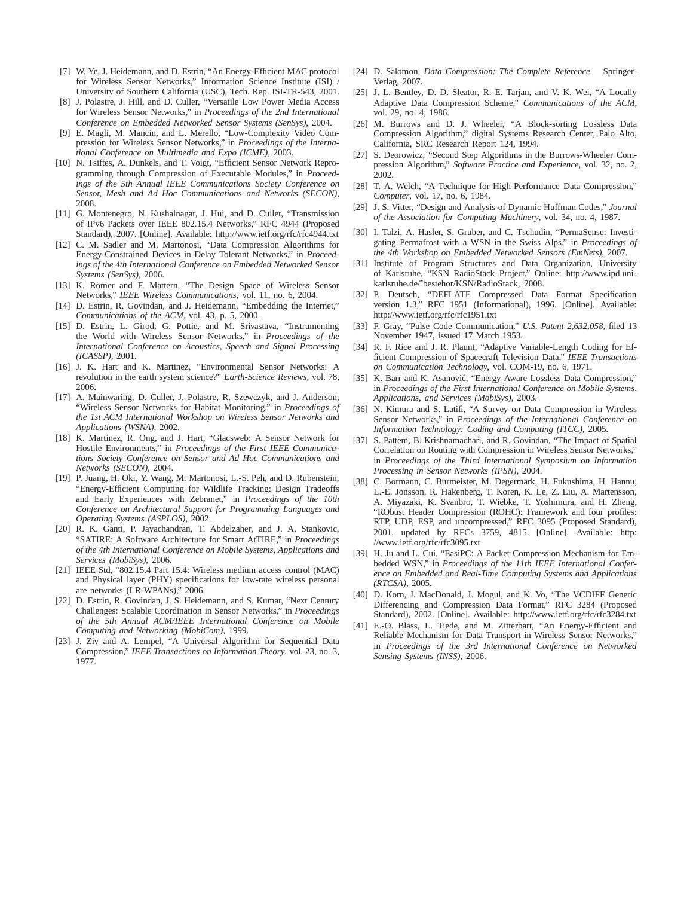[7] W. Ye, J. Heidemann, and D. Estrin, "An Energy-Efficient MAC protocol for Wireless Sensor Networks," Information Science Institute (ISI) / University of Southern California (USC), Tech. Rep. ISI-TR-543, 2001.

[8] J. Polastre, J. Hill, and D. Culler, "Versatile Low Power Media Access for Wireless Sensor Networks," in *Proceedings of the 2nd International Conference on Embedded Networked Sensor Systems (SenSys)*, 2004.

[9] E. Magli, M. Mancin, and L. Merello, "Low-Complexity Video Compression for Wireless Sensor Networks," in *Proceedings of the International Conference on Multimedia and Expo (ICME)*, 2003.

[10] N. Tsiftes, A. Dunkels, and T. Voigt, "Efficient Sensor Network Reprogramming through Compression of Executable Modules," in *Proceedings of the 5th Annual IEEE Communications Society Conference on Sensor, Mesh and Ad Hoc Communications and Networks (SECON)*, 2008.

[11] G. Montenegro, N. Kushalnagar, J. Hui, and D. Culler, "Transmission of IPv6 Packets over IEEE 802.15.4 Networks," RFC 4944 (Proposed Standard), 2007. [Online]. Available: http://www.ietf.org/rfc/rfc4944.txt

[12] C. M. Sadler and M. Martonosi, "Data Compression Algorithms for Energy-Constrained Devices in Delay Tolerant Networks," in *Proceedings of the 4th International Conference on Embedded Networked Sensor Systems (SenSys)*, 2006.

[13] K. Römer and F. Mattern, "The Design Space of Wireless Sensor Networks," *IEEE Wireless Communications*, vol. 11, no. 6, 2004.

[14] D. Estrin, R. Govindan, and J. Heidemann, "Embedding the Internet," *Communications of the ACM*, vol. 43, p. 5, 2000.

[15] D. Estrin, L. Girod, G. Pottie, and M. Srivastava, "Instrumenting the World with Wireless Sensor Networks," in *Proceedings of the International Conference on Acoustics, Speech and Signal Processing (ICASSP)*, 2001.

[16] J. K. Hart and K. Martinez, "Environmental Sensor Networks: A revolution in the earth system science?" *Earth-Science Reviews*, vol. 78, 2006.

[17] A. Mainwaring, D. Culler, J. Polastre, R. Szewczyk, and J. Anderson, "Wireless Sensor Networks for Habitat Monitoring," in *Proceedings of the 1st ACM International Workshop on Wireless Sensor Networks and Applications (WSNA)*, 2002.

[18] K. Martinez, R. Ong, and J. Hart, "Glacsweb: A Sensor Network for Hostile Environments," in *Proceedings of the First IEEE Communications Society Conference on Sensor and Ad Hoc Communications and Networks (SECON)*, 2004.

[19] P. Juang, H. Oki, Y. Wang, M. Martonosi, L.-S. Peh, and D. Rubenstein, "Energy-Efficient Computing for Wildlife Tracking: Design Tradeoffs and Early Experiences with Zebranet," in *Proceedings of the 10th Conference on Architectural Support for Programming Languages and Operating Systems (ASPLOS)*, 2002.

[20] R. K. Ganti, P. Jayachandran, T. Abdelzaher, and J. A. Stankovic, "SATIRE: A Software Architecture for Smart AtTIRE," in *Proceedings of the 4th International Conference on Mobile Systems, Applications and Services (MobiSys)*, 2006.

[21] IEEE Std, "802.15.4 Part 15.4: Wireless medium access control (MAC) and Physical layer (PHY) specifications for low-rate wireless personal are networks (LR-WPANs)," 2006.

[22] D. Estrin, R. Govindan, J. S. Heidemann, and S. Kumar, "Next Century Challenges: Scalable Coordination in Sensor Networks," in *Proceedings of the 5th Annual ACM/IEEE International Conference on Mobile Computing and Networking (MobiCom)*, 1999.

[23] J. Ziv and A. Lempel, "A Universal Algorithm for Sequential Data Compression," *IEEE Transactions on Information Theory*, vol. 23, no. 3, 1977.

[24] D. Salomon, *Data Compression: The Complete Reference*. Springer-Verlag, 2007.

[25] J. L. Bentley, D. D. Sleator, R. E. Tarjan, and V. K. Wei, "A Locally Adaptive Data Compression Scheme," *Communications of the ACM*, vol. 29, no. 4, 1986.

[26] M. Burrows and D. J. Wheeler, "A Block-sorting Lossless Data Compression Algorithm," digital Systems Research Center, Palo Alto, California, SRC Research Report 124, 1994.

[27] S. Deorowicz, "Second Step Algorithms in the Burrows-Wheeler Compression Algorithm," *Software Practice and Experience*, vol. 32, no. 2, 2002.

[28] T. A. Welch, "A Technique for High-Performance Data Compression," *Computer*, vol. 17, no. 6, 1984.

[29] J. S. Vitter, "Design and Analysis of Dynamic Huffman Codes," *Journal of the Association for Computing Machinery*, vol. 34, no. 4, 1987.

[30] I. Talzi, A. Hasler, S. Gruber, and C. Tschudin, "PermaSense: Investigating Permafrost with a WSN in the Swiss Alps," in *Proceedings of the 4th Workshop on Embedded Networked Sensors (EmNets)*, 2007.

[31] Institute of Program Structures and Data Organization, University of Karlsruhe, "KSN RadioStack Project," Online: http://www.ipd.uni-karlsruhe.de/˜bestehor/KSN/RadioStack, 2008.

[32] P. Deutsch, "DEFLATE Compressed Data Format Specification version 1.3," RFC 1951 (Informational), 1996. [Online]. Available: http://www.ietf.org/rfc/rfc1951.txt

[33] F. Gray, "Pulse Code Communication," *U.S. Patent 2,632,058*, filed 13 November 1947, issued 17 March 1953.

[34] R. F. Rice and J. R. Plaunt, "Adaptive Variable-Length Coding for Efficient Compression of Spacecraft Television Data," *IEEE Transactions on Communication Technology*, vol. COM-19, no. 6, 1971.

[35] K. Barr and K. Asanović, "Energy Aware Lossless Data Compression," in *Proceedings of the First International Conference on Mobile Systems, Applications, and Services (MobiSys)*, 2003.

[36] N. Kimura and S. Latifi, "A Survey on Data Compression in Wireless Sensor Networks," in *Proceedings of the International Conference on Information Technology: Coding and Computing (ITCC)*, 2005.

[37] S. Pattem, B. Krishnamachari, and R. Govindan, "The Impact of Spatial Correlation on Routing with Compression in Wireless Sensor Networks," in *Proceedings of the Third International Symposium on Information Processing in Sensor Networks (IPSN)*, 2004.

[38] C. Bormann, C. Burmeister, M. Degermark, H. Fukushima, H. Hannu, L.-E. Jonsson, R. Hakenberg, T. Koren, K. Le, Z. Liu, A. Martensson, A. Miyazaki, K. Svanbro, T. Wiebke, T. Yoshimura, and H. Zheng, "RObust Header Compression (ROHC): Framework and four profiles: RTP, UDP, ESP, and uncompressed," RFC 3095 (Proposed Standard), 2001, updated by RFCs 3759, 4815. [Online]. Available: http://www.ietf.org/rfc/rfc3095.txt

[39] H. Ju and L. Cui, "EasiPC: A Packet Compression Mechanism for Embedded WSN," in *Proceedings of the 11th IEEE International Conference on Embedded and Real-Time Computing Systems and Applications (RTCSA)*, 2005.

[40] D. Korn, J. MacDonald, J. Mogul, and K. Vo, "The VCDIFF Generic Differencing and Compression Data Format," RFC 3284 (Proposed Standard), 2002. [Online]. Available: http://www.ietf.org/rfc/rfc3284.txt

[41] E.-O. Blass, L. Tiede, and M. Zitterbart, "An Energy-Efficient and Reliable Mechanism for Data Transport in Wireless Sensor Networks," in *Proceedings of the 3rd International Conference on Networked Sensing Systems (INSS)*, 2006.